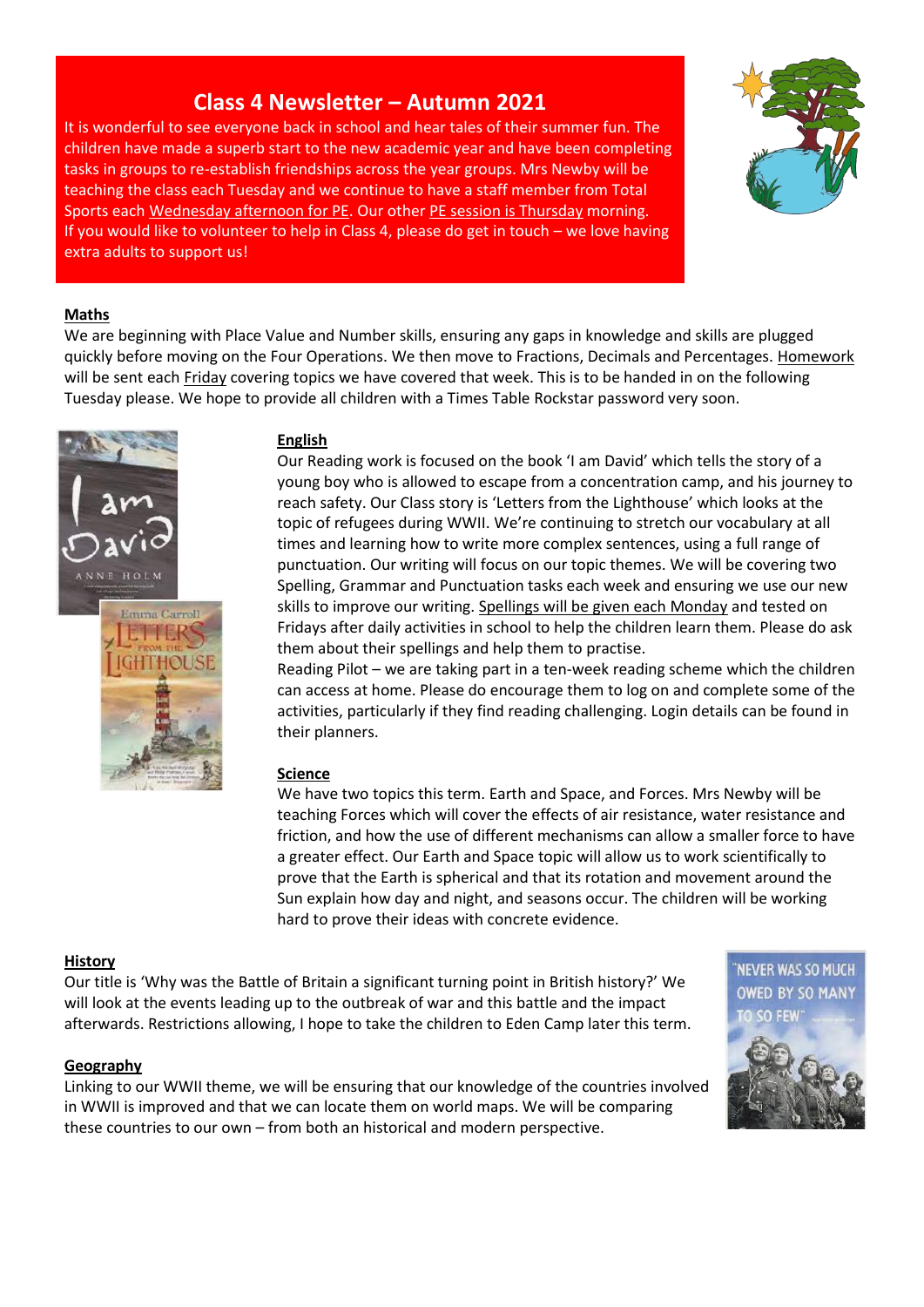# Class 4 Newsletter – Autumn 2021

It is wonderful to see everyone back in school and hear tales of their summer fun. The children have made a superb start to the new academic year and have been completing tasks in groups to re-establish friendships across the year groups. Mrs Newby will be teaching the class each Tuesday and we continue to have a staff member from Total Sports each Wednesday afternoon for PE. Our other PE session is Thursday morning. If you would like to volunteer to help in Class 4, please do get in touch – we love having extra adults to support us!

## Maths

We are beginning with Place Value and Number skills, ensuring any gaps in knowledge and skills are plugged quickly before moving on the Four Operations. We then move to Fractions, Decimals and Percentages. Homework will be sent each Friday covering topics we have covered that week. This is to be handed in on the following Tuesday please. We hope to provide all children with a Times Table Rockstar password very soon.

## English

Our Reading work is focused on the book 'I am David' which tells the story of a young boy who is allowed to escape from a concentration camp, and his journey to reach safety. Our Class story is 'Letters from the Lighthouse' which looks at the topic of refugees during WWII. We're continuing to stretch our vocabulary at all times and learning how to write more complex sentences, using a full range of punctuation. Our writing will focus on our topic themes. We will be covering two Spelling, Grammar and Punctuation tasks each week and ensuring we use our new skills to improve our writing. Spellings will be given each Monday and tested on Fridays after daily activities in school to help the children learn them. Please do ask them about their spellings and help them to practise.

Reading Pilot – we are taking part in a ten-week reading scheme which the children can access at home. Please do encourage them to log on and complete some of the activities, particularly if they find reading challenging. Login details can be found in their planners.

## Science

We have two topics this term. Earth and Space, and Forces. Mrs Newby will be teaching Forces which will cover the effects of air resistance, water resistance and friction, and how the use of different mechanisms can allow a smaller force to have a greater effect. Our Earth and Space topic will allow us to work scientifically to prove that the Earth is spherical and that its rotation and movement around the Sun explain how day and night, and seasons occur. The children will be working hard to prove their ideas with concrete evidence.

## History

Our title is 'Why was the Battle of Britain a significant turning point in British history?' We will look at the events leading up to the outbreak of war and this battle and the impact afterwards. Restrictions allowing, I hope to take the children to Eden Camp later this term.

## Geography

Linking to our WWII theme, we will be ensuring that our knowledge of the countries involved in WWII is improved and that we can locate them on world maps. We will be comparing these countries to our own – from both an historical and modern perspective.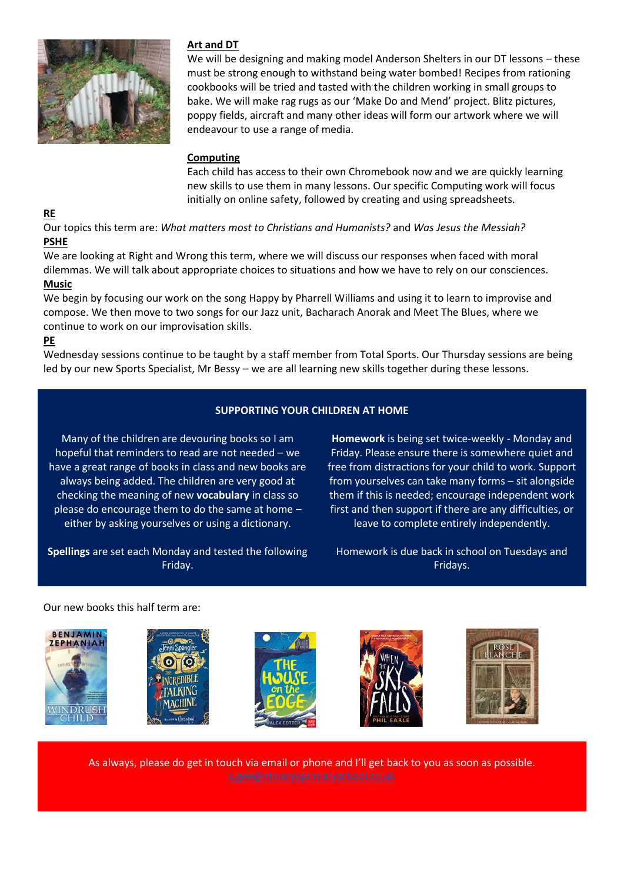**Art and DT**

We will be designing and making model Anderson Shelters in our DT lessons – these must be strong enough to withstand being water bombed! Recipes from rationing cookbooks will be tried and tasted with the children working in small groups to bake. We will make rag rugs as our 'Make Do and Mend' project. Blitz pictures, poppy fields, aircraft and many other ideas will form our artwork where we will endeavour to use a range of media.

**Computing**

Each child has access to their own Chromebook now and we are quickly learning new skills to use them in many lessons. Our specific Computing work will focus initially on online safety, followed by creating and using spreadsheets.

**RE**

Our topics this term are: *What matters most to Christians and Humanists?* and *Was Jesus the Messiah?*

**PSHE**

We are looking at Right and Wrong this term, where we will discuss our responses when faced with moral dilemmas. We will talk about appropriate choices to situations and how we have to rely on our consciences.

**Music**

We begin by focusing our work on the song Happy by Pharrell Williams and using it to learn to improvise and compose. We then move to two songs for our Jazz unit, Bacharach Anorak and Meet The Blues, where we continue to work on our improvisation skills.

**PE**

Wednesday sessions continue to be taught by a staff member from Total Sports. Our Thursday sessions are being led by our new Sports Specialist, Mr Bessy – we are all learning new skills together during these lessons.

## SUPPORTING YOUR CHILDREN AT HOME

Many of the children are devouring books so I am hopeful that reminders to read are not needed – we have a great range of books in class and new books are always being added. The children are very good at checking the meaning of new **vocabulary** in class so please do encourage them to do the same at home – either by asking yourselves or using a dictionary.

**Spellings** are set each Monday and tested the following Friday.

**Homework** is being set twice-weekly - Monday and Friday. Please ensure there is somewhere quiet and free from distractions for your child to work. Support from yourselves can take many forms – sit alongside them if this is needed; encourage independent work first and then support if there are any difficulties, or leave to complete entirely independently.

Homework is due back in school on Tuesdays and Fridays.

Our new books this half term are:

As always, please do get in touch via email or phone and I'll get back to you as soon as possible.

s.gee@stmarysprimaryschool.co.uk